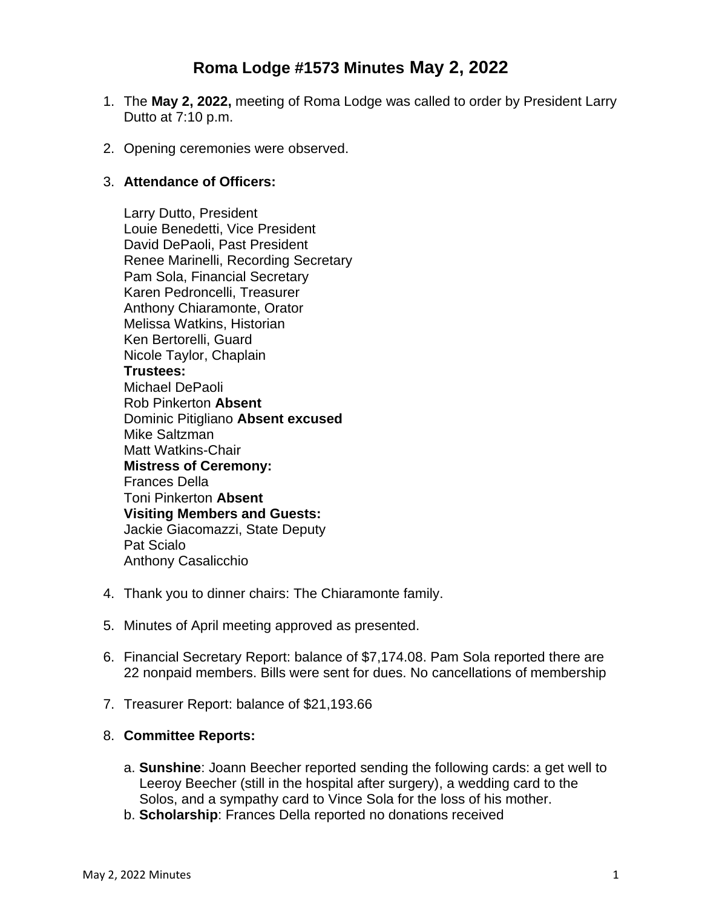# Roma Lodge #1573 Minutes May 2, 2022

1. The **May 2, 2022,** meeting of Roma Lodge was called to order by President Larry Dutto at 7:10 p.m.

2. Opening ceremonies were observed.

3. **Attendance of Officers:**

   Larry Dutto, President
   Louie Benedetti, Vice President
   David DePaoli, Past President
   Renee Marinelli, Recording Secretary
   Pam Sola, Financial Secretary
   Karen Pedroncelli, Treasurer
   Anthony Chiaramonte, Orator
   Melissa Watkins, Historian
   Ken Bertorelli, Guard
   Nicole Taylor, Chaplain
   **Trustees:**
   Michael DePaoli
   Rob Pinkerton **Absent**
   Dominic Pitigliano **Absent excused**
   Mike Saltzman
   Matt Watkins-Chair
   **Mistress of Ceremony:**
   Frances Della
   Toni Pinkerton **Absent**
   **Visiting Members and Guests:**
   Jackie Giacomazzi, State Deputy
   Pat Scialo
   Anthony Casalicchio

4. Thank you to dinner chairs: The Chiaramonte family.

5. Minutes of April meeting approved as presented.

6. Financial Secretary Report: balance of $7,174.08. Pam Sola reported there are 22 nonpaid members. Bills were sent for dues. No cancellations of membership

7. Treasurer Report: balance of $21,193.66

8. **Committee Reports:**

   a. **Sunshine**: Joann Beecher reported sending the following cards: a get well to Leeroy Beecher (still in the hospital after surgery), a wedding card to the Solos, and a sympathy card to Vince Sola for the loss of his mother.
   b. **Scholarship**: Frances Della reported no donations received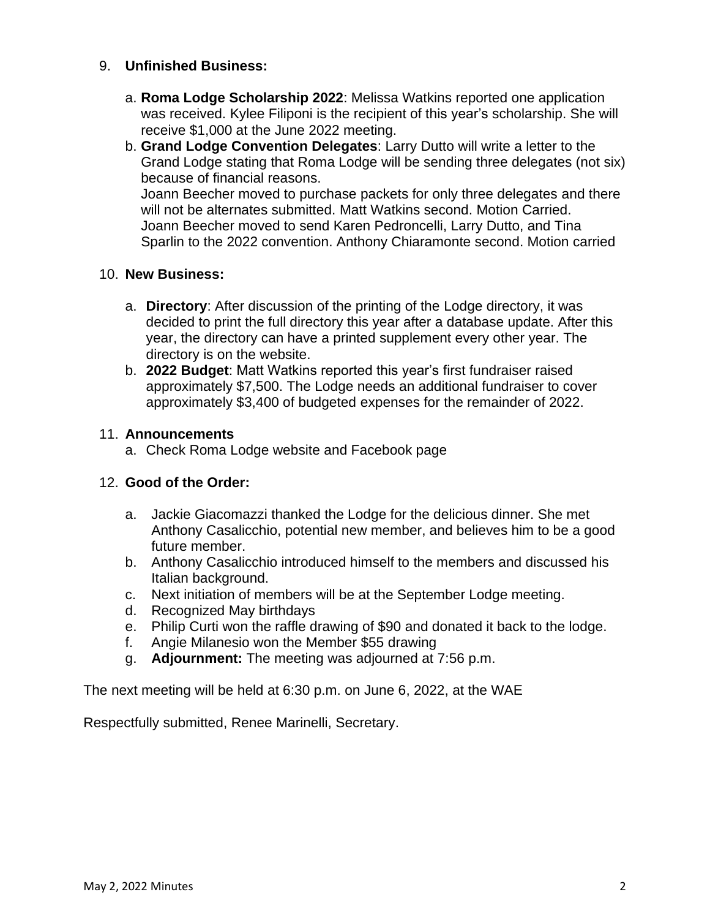9. **Unfinished Business:**

   a. **Roma Lodge Scholarship 2022**: Melissa Watkins reported one application was received. Kylee Filiponi is the recipient of this year's scholarship. She will receive $1,000 at the June 2022 meeting.

   b. **Grand Lodge Convention Delegates**: Larry Dutto will write a letter to the Grand Lodge stating that Roma Lodge will be sending three delegates (not six) because of financial reasons.
   Joann Beecher moved to purchase packets for only three delegates and there will not be alternates submitted. Matt Watkins second. Motion Carried.
   Joann Beecher moved to send Karen Pedroncelli, Larry Dutto, and Tina Sparlin to the 2022 convention. Anthony Chiaramonte second. Motion carried

10. **New Business:**

    a. **Directory**: After discussion of the printing of the Lodge directory, it was decided to print the full directory this year after a database update. After this year, the directory can have a printed supplement every other year. The directory is on the website.

    b. **2022 Budget**: Matt Watkins reported this year's first fundraiser raised approximately $7,500. The Lodge needs an additional fundraiser to cover approximately $3,400 of budgeted expenses for the remainder of 2022.

11. **Announcements**

    a. Check Roma Lodge website and Facebook page

12. **Good of the Order:**

    a. Jackie Giacomazzi thanked the Lodge for the delicious dinner. She met Anthony Casalicchio, potential new member, and believes him to be a good future member.

    b. Anthony Casalicchio introduced himself to the members and discussed his Italian background.

    c. Next initiation of members will be at the September Lodge meeting.

    d. Recognized May birthdays

    e. Philip Curti won the raffle drawing of $90 and donated it back to the lodge.

    f. Angie Milanesio won the Member $55 drawing

    g. **Adjournment:** The meeting was adjourned at 7:56 p.m.

The next meeting will be held at 6:30 p.m. on June 6, 2022, at the WAE

Respectfully submitted, Renee Marinelli, Secretary.